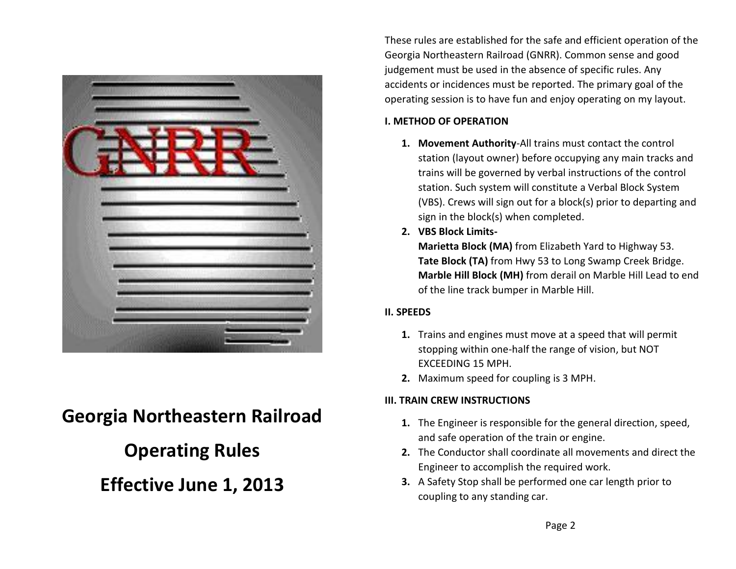# Georgia Northeastern Railroad

# Operating Rules

# Effective June 1, 2013

These rules are established for the safe and efficient operation of the Georgia Northeastern Railroad (GNRR). Common sense and good judgement must be used in the absence of specific rules. Any accidents or incidences must be reported. The primary goal of the operating session is to have fun and enjoy operating on my layout.

**I. METHOD OF OPERATION**

1. **Movement Authority**-All trains must contact the control station (layout owner) before occupying any main tracks and trains will be governed by verbal instructions of the control station. Such system will constitute a Verbal Block System (VBS). Crews will sign out for a block(s) prior to departing and sign in the block(s) when completed.
2. **VBS Block Limits-**
   **Marietta Block (MA)** from Elizabeth Yard to Highway 53.
   **Tate Block (TA)** from Hwy 53 to Long Swamp Creek Bridge.
   **Marble Hill Block (MH)** from derail on Marble Hill Lead to end of the line track bumper in Marble Hill.

**II. SPEEDS**

1. Trains and engines must move at a speed that will permit stopping within one-half the range of vision, but NOT EXCEEDING 15 MPH.
2. Maximum speed for coupling is 3 MPH.

**III. TRAIN CREW INSTRUCTIONS**

1. The Engineer is responsible for the general direction, speed, and safe operation of the train or engine.
2. The Conductor shall coordinate all movements and direct the Engineer to accomplish the required work.
3. A Safety Stop shall be performed one car length prior to coupling to any standing car.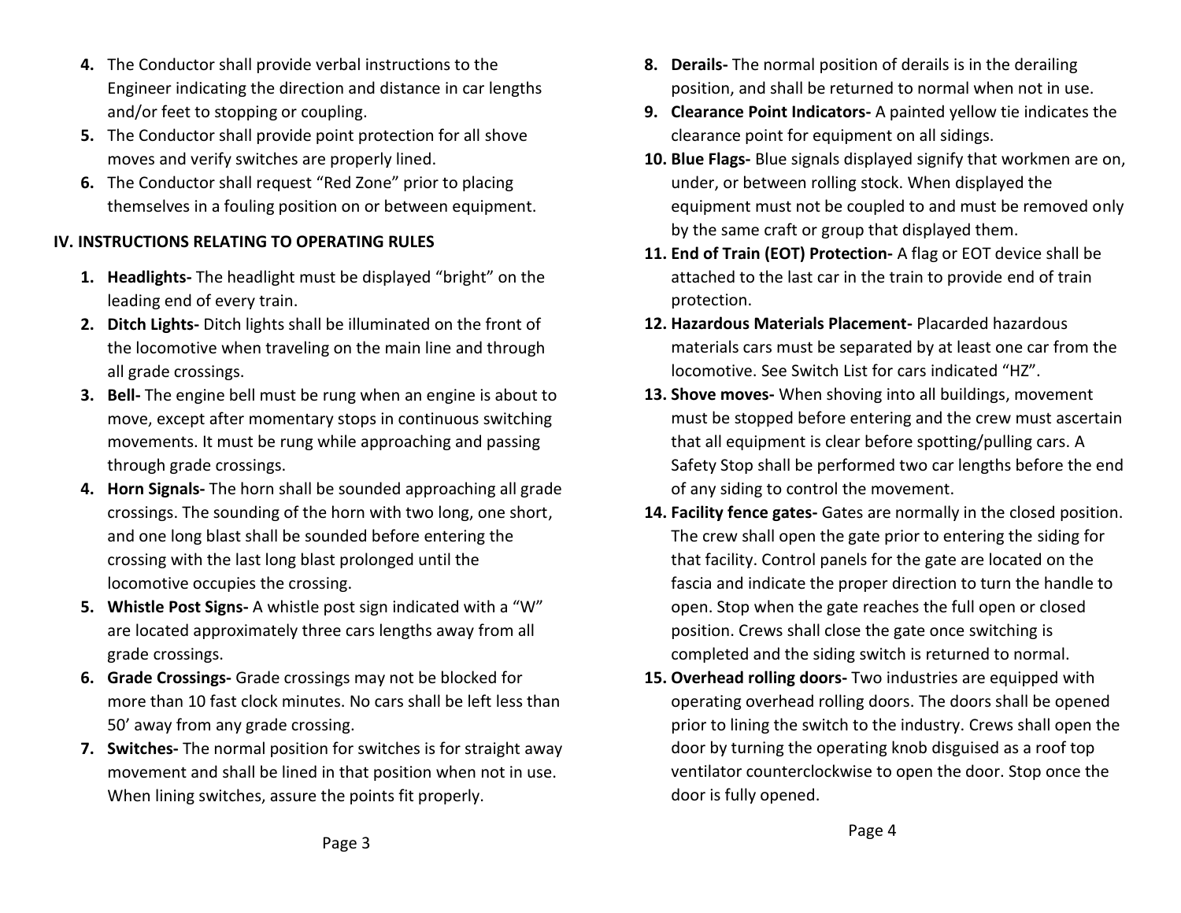4. The Conductor shall provide verbal instructions to the Engineer indicating the direction and distance in car lengths and/or feet to stopping or coupling.
5. The Conductor shall provide point protection for all shove moves and verify switches are properly lined.
6. The Conductor shall request "Red Zone" prior to placing themselves in a fouling position on or between equipment.

## IV. INSTRUCTIONS RELATING TO OPERATING RULES

1. **Headlights-** The headlight must be displayed "bright" on the leading end of every train.
2. **Ditch Lights-** Ditch lights shall be illuminated on the front of the locomotive when traveling on the main line and through all grade crossings.
3. **Bell-** The engine bell must be rung when an engine is about to move, except after momentary stops in continuous switching movements. It must be rung while approaching and passing through grade crossings.
4. **Horn Signals-** The horn shall be sounded approaching all grade crossings. The sounding of the horn with two long, one short, and one long blast shall be sounded before entering the crossing with the last long blast prolonged until the locomotive occupies the crossing.
5. **Whistle Post Signs-** A whistle post sign indicated with a "W" are located approximately three cars lengths away from all grade crossings.
6. **Grade Crossings-** Grade crossings may not be blocked for more than 10 fast clock minutes. No cars shall be left less than 50' away from any grade crossing.
7. **Switches-** The normal position for switches is for straight away movement and shall be lined in that position when not in use. When lining switches, assure the points fit properly.
8. **Derails-** The normal position of derails is in the derailing position, and shall be returned to normal when not in use.
9. **Clearance Point Indicators-** A painted yellow tie indicates the clearance point for equipment on all sidings.
10. **Blue Flags-** Blue signals displayed signify that workmen are on, under, or between rolling stock. When displayed the equipment must not be coupled to and must be removed only by the same craft or group that displayed them.
11. **End of Train (EOT) Protection-** A flag or EOT device shall be attached to the last car in the train to provide end of train protection.
12. **Hazardous Materials Placement-** Placarded hazardous materials cars must be separated by at least one car from the locomotive. See Switch List for cars indicated "HZ".
13. **Shove moves-** When shoving into all buildings, movement must be stopped before entering and the crew must ascertain that all equipment is clear before spotting/pulling cars. A Safety Stop shall be performed two car lengths before the end of any siding to control the movement.
14. **Facility fence gates-** Gates are normally in the closed position. The crew shall open the gate prior to entering the siding for that facility. Control panels for the gate are located on the fascia and indicate the proper direction to turn the handle to open. Stop when the gate reaches the full open or closed position. Crews shall close the gate once switching is completed and the siding switch is returned to normal.
15. **Overhead rolling doors-** Two industries are equipped with operating overhead rolling doors. The doors shall be opened prior to lining the switch to the industry. Crews shall open the door by turning the operating knob disguised as a roof top ventilator counterclockwise to open the door. Stop once the door is fully opened.